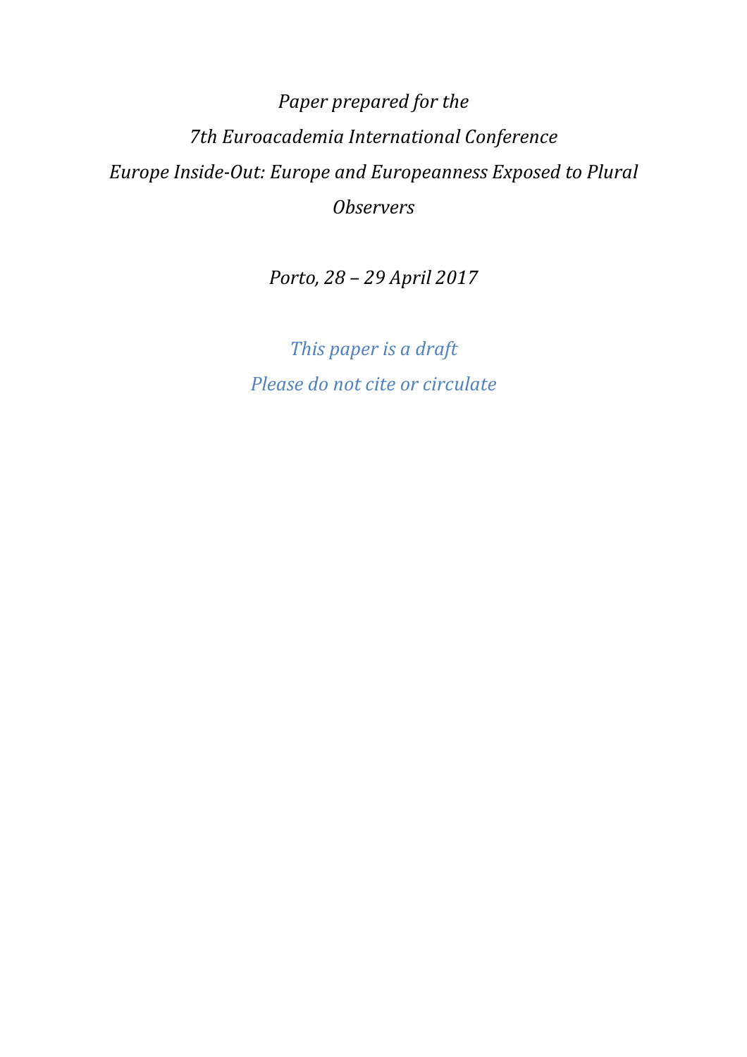*Paper prepared for the*

*7th Euroacademia International Conference*

*Europe Inside-Out: Europe and Europeanness Exposed to Plural Observers*

*Porto, 28 – 29 April 2017*

*This paper is a draft*

*Please do not cite or circulate*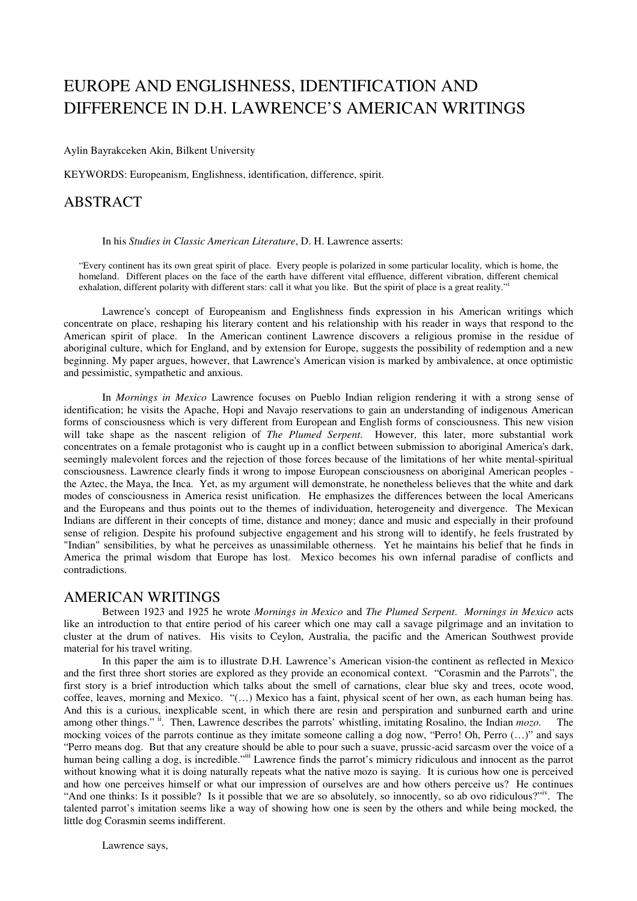# EUROPE AND ENGLISHNESS, IDENTIFICATION AND DIFFERENCE IN D.H. LAWRENCE'S AMERICAN WRITINGS

Aylin Bayrakceken Akin, Bilkent University

KEYWORDS: Europeanism, Englishness, identification, difference, spirit.

## ABSTRACT

In his *Studies in Classic American Literature*, D. H. Lawrence asserts:

> "Every continent has its own great spirit of place. Every people is polarized in some particular locality, which is home, the homeland. Different places on the face of the earth have different vital effluence, different vibration, different chemical exhalation, different polarity with different stars: call it what you like. But the spirit of place is a great reality."[i]

Lawrence's concept of Europeanism and Englishness finds expression in his American writings which concentrate on place, reshaping his literary content and his relationship with his reader in ways that respond to the American spirit of place. In the American continent Lawrence discovers a religious promise in the residue of aboriginal culture, which for England, and by extension for Europe, suggests the possibility of redemption and a new beginning. My paper argues, however, that Lawrence's American vision is marked by ambivalence, at once optimistic and pessimistic, sympathetic and anxious.

In *Mornings in Mexico* Lawrence focuses on Pueblo Indian religion rendering it with a strong sense of identification; he visits the Apache, Hopi and Navajo reservations to gain an understanding of indigenous American forms of consciousness which is very different from European and English forms of consciousness. This new vision will take shape as the nascent religion of *The Plumed Serpent*. However, this later, more substantial work concentrates on a female protagonist who is caught up in a conflict between submission to aboriginal America's dark, seemingly malevolent forces and the rejection of those forces because of the limitations of her white mental-spiritual consciousness. Lawrence clearly finds it wrong to impose European consciousness on aboriginal American peoples - the Aztec, the Maya, the Inca. Yet, as my argument will demonstrate, he nonetheless believes that the white and dark modes of consciousness in America resist unification. He emphasizes the differences between the local Americans and the Europeans and thus points out to the themes of individuation, heterogeneity and divergence. The Mexican Indians are different in their concepts of time, distance and money; dance and music and especially in their profound sense of religion. Despite his profound subjective engagement and his strong will to identify, he feels frustrated by "Indian" sensibilities, by what he perceives as unassimilable otherness. Yet he maintains his belief that he finds in America the primal wisdom that Europe has lost. Mexico becomes his own infernal paradise of conflicts and contradictions.

## AMERICAN WRITINGS

Between 1923 and 1925 he wrote *Mornings in Mexico* and *The Plumed Serpent*. *Mornings in Mexico* acts like an introduction to that entire period of his career which one may call a savage pilgrimage and an invitation to cluster at the drum of natives. His visits to Ceylon, Australia, the pacific and the American Southwest provide material for his travel writing.

In this paper the aim is to illustrate D.H. Lawrence's American vision-the continent as reflected in Mexico and the first three short stories are explored as they provide an economical context. "Corasmin and the Parrots", the first story is a brief introduction which talks about the smell of carnations, clear blue sky and trees, ocote wood, coffee, leaves, morning and Mexico. "(…) Mexico has a faint, physical scent of her own, as each human being has. And this is a curious, inexplicable scent, in which there are resin and perspiration and sunburned earth and urine among other things." [ii]. Then, Lawrence describes the parrots' whistling, imitating Rosalino, the Indian *mozo.* The mocking voices of the parrots continue as they imitate someone calling a dog now, "Perro! Oh, Perro (…)" and says "Perro means dog. But that any creature should be able to pour such a suave, prussic-acid sarcasm over the voice of a human being calling a dog, is incredible."[iii] Lawrence finds the parrot's mimicry ridiculous and innocent as the parrot without knowing what it is doing naturally repeats what the native mozo is saying. It is curious how one is perceived and how one perceives himself or what our impression of ourselves are and how others perceive us? He continues "And one thinks: Is it possible? Is it possible that we are so absolutely, so innocently, so ab ovo ridiculous?"[iv]. The talented parrot's imitation seems like a way of showing how one is seen by the others and while being mocked, the little dog Corasmin seems indifferent.

Lawrence says,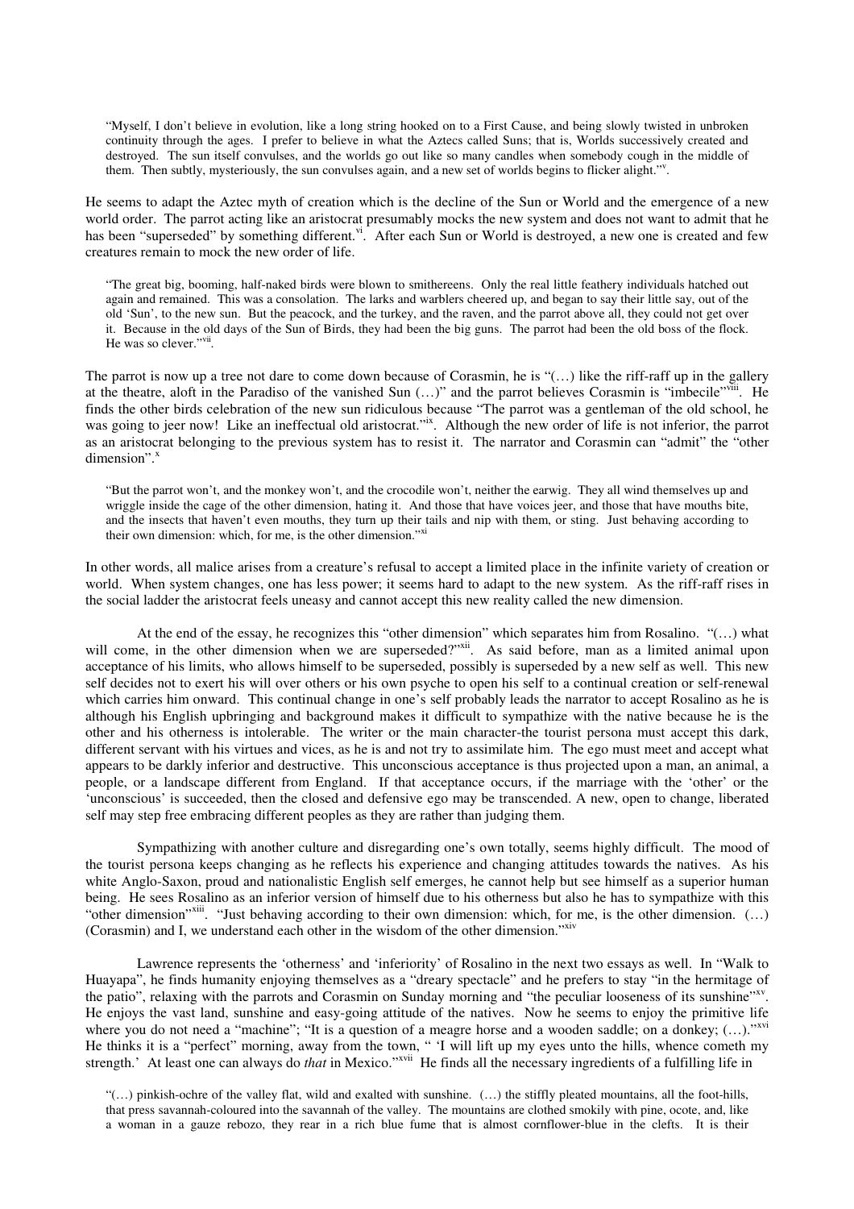> "Myself, I don't believe in evolution, like a long string hooked on to a First Cause, and being slowly twisted in unbroken continuity through the ages. I prefer to believe in what the Aztecs called Suns; that is, Worlds successively created and destroyed. The sun itself convulses, and the worlds go out like so many candles when somebody cough in the middle of them. Then subtly, mysteriously, the sun convulses again, and a new set of worlds begins to flicker alight."[v].

He seems to adapt the Aztec myth of creation which is the decline of the Sun or World and the emergence of a new world order. The parrot acting like an aristocrat presumably mocks the new system and does not want to admit that he has been "superseded" by something different.[vi]. After each Sun or World is destroyed, a new one is created and few creatures remain to mock the new order of life.

> "The great big, booming, half-naked birds were blown to smithereens. Only the real little feathery individuals hatched out again and remained. This was a consolation. The larks and warblers cheered up, and began to say their little say, out of the old 'Sun', to the new sun. But the peacock, and the turkey, and the raven, and the parrot above all, they could not get over it. Because in the old days of the Sun of Birds, they had been the big guns. The parrot had been the old boss of the flock. He was so clever."[vii].

The parrot is now up a tree not dare to come down because of Corasmin, he is "(…) like the riff-raff up in the gallery at the theatre, aloft in the Paradiso of the vanished Sun (…)" and the parrot believes Corasmin is "imbecile"[viii]. He finds the other birds celebration of the new sun ridiculous because "The parrot was a gentleman of the old school, he was going to jeer now! Like an ineffectual old aristocrat."[ix]. Although the new order of life is not inferior, the parrot as an aristocrat belonging to the previous system has to resist it. The narrator and Corasmin can "admit" the "other dimension".[x]

> "But the parrot won't, and the monkey won't, and the crocodile won't, neither the earwig. They all wind themselves up and wriggle inside the cage of the other dimension, hating it. And those that have voices jeer, and those that have mouths bite, and the insects that haven't even mouths, they turn up their tails and nip with them, or sting. Just behaving according to their own dimension: which, for me, is the other dimension."[xi]

In other words, all malice arises from a creature's refusal to accept a limited place in the infinite variety of creation or world. When system changes, one has less power; it seems hard to adapt to the new system. As the riff-raff rises in the social ladder the aristocrat feels uneasy and cannot accept this new reality called the new dimension.

At the end of the essay, he recognizes this "other dimension" which separates him from Rosalino. "(…) what will come, in the other dimension when we are superseded?"[xii]. As said before, man as a limited animal upon acceptance of his limits, who allows himself to be superseded, possibly is superseded by a new self as well. This new self decides not to exert his will over others or his own psyche to open his self to a continual creation or self-renewal which carries him onward. This continual change in one's self probably leads the narrator to accept Rosalino as he is although his English upbringing and background makes it difficult to sympathize with the native because he is the other and his otherness is intolerable. The writer or the main character-the tourist persona must accept this dark, different servant with his virtues and vices, as he is and not try to assimilate him. The ego must meet and accept what appears to be darkly inferior and destructive. This unconscious acceptance is thus projected upon a man, an animal, a people, or a landscape different from England. If that acceptance occurs, if the marriage with the 'other' or the 'unconscious' is succeeded, then the closed and defensive ego may be transcended. A new, open to change, liberated self may step free embracing different peoples as they are rather than judging them.

Sympathizing with another culture and disregarding one's own totally, seems highly difficult. The mood of the tourist persona keeps changing as he reflects his experience and changing attitudes towards the natives. As his white Anglo-Saxon, proud and nationalistic English self emerges, he cannot help but see himself as a superior human being. He sees Rosalino as an inferior version of himself due to his otherness but also he has to sympathize with this "other dimension"[xiii]. "Just behaving according to their own dimension: which, for me, is the other dimension. (…) (Corasmin) and I, we understand each other in the wisdom of the other dimension."[xiv]

Lawrence represents the 'otherness' and 'inferiority' of Rosalino in the next two essays as well. In "Walk to Huayapa", he finds humanity enjoying themselves as a "dreary spectacle" and he prefers to stay "in the hermitage of the patio", relaxing with the parrots and Corasmin on Sunday morning and "the peculiar looseness of its sunshine"[xv]. He enjoys the vast land, sunshine and easy-going attitude of the natives. Now he seems to enjoy the primitive life where you do not need a "machine"; "It is a question of a meagre horse and a wooden saddle; on a donkey; (…)."[xvi] He thinks it is a "perfect" morning, away from the town, " 'I will lift up my eyes unto the hills, whence cometh my strength.' At least one can always do *that* in Mexico."[xvii] He finds all the necessary ingredients of a fulfilling life in

> "(…) pinkish-ochre of the valley flat, wild and exalted with sunshine. (…) the stiffly pleated mountains, all the foot-hills, that press savannah-coloured into the savannah of the valley. The mountains are clothed smokily with pine, ocote, and, like a woman in a gauze rebozo, they rear in a rich blue fume that is almost cornflower-blue in the clefts. It is their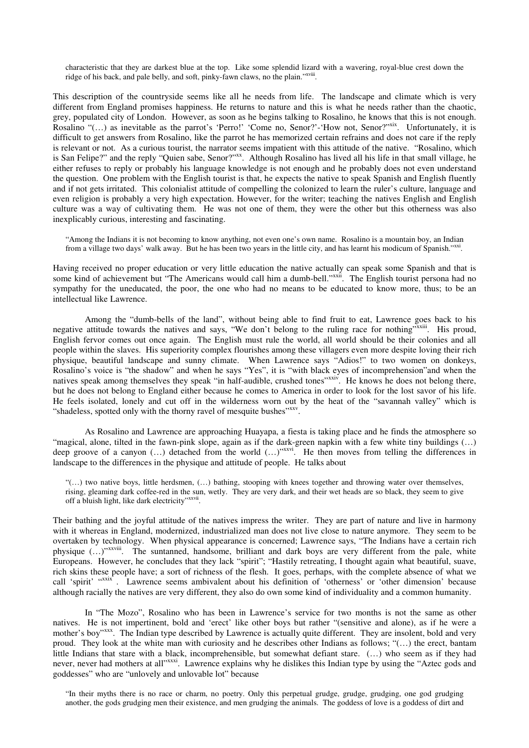characteristic that they are darkest blue at the top. Like some splendid lizard with a wavering, royal-blue crest down the ridge of his back, and pale belly, and soft, pinky-fawn claws, no the plain."[xviii].

This description of the countryside seems like all he needs from life. The landscape and climate which is very different from England promises happiness. He returns to nature and this is what he needs rather than the chaotic, grey, populated city of London. However, as soon as he begins talking to Rosalino, he knows that this is not enough. Rosalino "(…) as inevitable as the parrot's 'Perro!' 'Come no, Senor?'-'How not, Senor?"[xix]. Unfortunately, it is difficult to get answers from Rosalino, like the parrot he has memorized certain refrains and does not care if the reply is relevant or not. As a curious tourist, the narrator seems impatient with this attitude of the native. "Rosalino, which is San Felipe?" and the reply "Quien sabe, Senor?"[xx]. Although Rosalino has lived all his life in that small village, he either refuses to reply or probably his language knowledge is not enough and he probably does not even understand the question. One problem with the English tourist is that, he expects the native to speak Spanish and English fluently and if not gets irritated. This colonialist attitude of compelling the colonized to learn the ruler's culture, language and even religion is probably a very high expectation. However, for the writer; teaching the natives English and English culture was a way of cultivating them. He was not one of them, they were the other but this otherness was also inexplicably curious, interesting and fascinating.

> "Among the Indians it is not becoming to know anything, not even one's own name. Rosalino is a mountain boy, an Indian from a village two days' walk away. But he has been two years in the little city, and has learnt his modicum of Spanish."[xxi].

Having received no proper education or very little education the native actually can speak some Spanish and that is some kind of achievement but "The Americans would call him a dumb-bell."[xxii]. The English tourist persona had no sympathy for the uneducated, the poor, the one who had no means to be educated to know more, thus; to be an intellectual like Lawrence.

Among the "dumb-bells of the land", without being able to find fruit to eat, Lawrence goes back to his negative attitude towards the natives and says, "We don't belong to the ruling race for nothing"[xxiii]. His proud, English fervor comes out once again. The English must rule the world, all world should be their colonies and all people within the slaves. His superiority complex flourishes among these villagers even more despite loving their rich physique, beautiful landscape and sunny climate. When Lawrence says "Adios!" to two women on donkeys, Rosalino's voice is "the shadow" and when he says "Yes", it is "with black eyes of incomprehension"and when the natives speak among themselves they speak "in half-audible, crushed tones"[xxiv]. He knows he does not belong there, but he does not belong to England either because he comes to America in order to look for the lost savor of his life. He feels isolated, lonely and cut off in the wilderness worn out by the heat of the "savannah valley" which is "shadeless, spotted only with the thorny ravel of mesquite bushes"[xxv].

As Rosalino and Lawrence are approaching Huayapa, a fiesta is taking place and he finds the atmosphere so "magical, alone, tilted in the fawn-pink slope, again as if the dark-green napkin with a few white tiny buildings (…) deep groove of a canyon (…) detached from the world (…)"[xxvi]. He then moves from telling the differences in landscape to the differences in the physique and attitude of people. He talks about

> "(…) two native boys, little herdsmen, (…) bathing, stooping with knees together and throwing water over themselves, rising, gleaming dark coffee-red in the sun, wetly. They are very dark, and their wet heads are so black, they seem to give off a bluish light, like dark electricity"[xxvii].

Their bathing and the joyful attitude of the natives impress the writer. They are part of nature and live in harmony with it whereas in England, modernized, industrialized man does not live close to nature anymore. They seem to be overtaken by technology. When physical appearance is concerned; Lawrence says, "The Indians have a certain rich physique (…)"[xxviii]. The suntanned, handsome, brilliant and dark boys are very different from the pale, white Europeans. However, he concludes that they lack "spirit"; "Hastily retreating, I thought again what beautiful, suave, rich skins these people have; a sort of richness of the flesh. It goes, perhaps, with the complete absence of what we call 'spirit' "[xxix]. Lawrence seems ambivalent about his definition of 'otherness' or 'other dimension' because although racially the natives are very different, they also do own some kind of individuality and a common humanity.

In "The Mozo", Rosalino who has been in Lawrence's service for two months is not the same as other natives. He is not impertinent, bold and 'erect' like other boys but rather "(sensitive and alone), as if he were a mother's boy"[xxx]. The Indian type described by Lawrence is actually quite different. They are insolent, bold and very proud. They look at the white man with curiosity and he describes other Indians as follows; "(…) the erect, bantam little Indians that stare with a black, incomprehensible, but somewhat defiant stare. (…) who seem as if they had never, never had mothers at all"[xxxi]. Lawrence explains why he dislikes this Indian type by using the "Aztec gods and goddesses" who are "unlovely and unlovable lot" because

> "In their myths there is no race or charm, no poetry. Only this perpetual grudge, grudge, grudging, one god grudging another, the gods grudging men their existence, and men grudging the animals. The goddess of love is a goddess of dirt and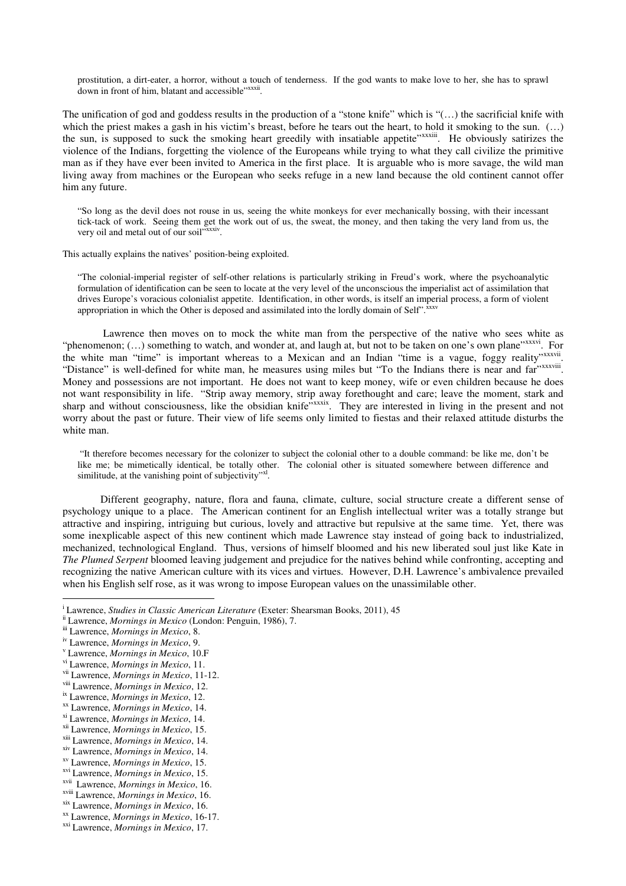prostitution, a dirt-eater, a horror, without a touch of tenderness. If the god wants to make love to her, she has to sprawl down in front of him, blatant and accessible"[xxxii].

The unification of god and goddess results in the production of a "stone knife" which is "(…) the sacrificial knife with which the priest makes a gash in his victim's breast, before he tears out the heart, to hold it smoking to the sun. (…) the sun, is supposed to suck the smoking heart greedily with insatiable appetite"[xxxiii]. He obviously satirizes the violence of the Indians, forgetting the violence of the Europeans while trying to what they call civilize the primitive man as if they have ever been invited to America in the first place. It is arguable who is more savage, the wild man living away from machines or the European who seeks refuge in a new land because the old continent cannot offer him any future.

> "So long as the devil does not rouse in us, seeing the white monkeys for ever mechanically bossing, with their incessant tick-tack of work. Seeing them get the work out of us, the sweat, the money, and then taking the very land from us, the very oil and metal out of our soil"[xxxiv].

This actually explains the natives' position-being exploited.

> "The colonial-imperial register of self-other relations is particularly striking in Freud's work, where the psychoanalytic formulation of identification can be seen to locate at the very level of the unconscious the imperialist act of assimilation that drives Europe's voracious colonialist appetite. Identification, in other words, is itself an imperial process, a form of violent appropriation in which the Other is deposed and assimilated into the lordly domain of Self".[xxxv]

Lawrence then moves on to mock the white man from the perspective of the native who sees white as "phenomenon; (…) something to watch, and wonder at, and laugh at, but not to be taken on one's own plane"[xxxvi]. For the white man "time" is important whereas to a Mexican and an Indian "time is a vague, foggy reality"[xxxvii]. "Distance" is well-defined for white man, he measures using miles but "To the Indians there is near and far"[xxxviii]. Money and possessions are not important. He does not want to keep money, wife or even children because he does not want responsibility in life. "Strip away memory, strip away forethought and care; leave the moment, stark and sharp and without consciousness, like the obsidian knife"[xxxix]. They are interested in living in the present and not worry about the past or future. Their view of life seems only limited to fiestas and their relaxed attitude disturbs the white man.

> "It therefore becomes necessary for the colonizer to subject the colonial other to a double command: be like me, don't be like me; be mimetically identical, be totally other. The colonial other is situated somewhere between difference and similitude, at the vanishing point of subjectivity"[xl].

Different geography, nature, flora and fauna, climate, culture, social structure create a different sense of psychology unique to a place. The American continent for an English intellectual writer was a totally strange but attractive and inspiring, intriguing but curious, lovely and attractive but repulsive at the same time. Yet, there was some inexplicable aspect of this new continent which made Lawrence stay instead of going back to industrialized, mechanized, technological England. Thus, versions of himself bloomed and his new liberated soul just like Kate in *The Plumed Serpent* bloomed leaving judgement and prejudice for the natives behind while confronting, accepting and recognizing the native American culture with its vices and virtues. However, D.H. Lawrence's ambivalence prevailed when his English self rose, as it was wrong to impose European values on the unassimilable other.

---

[i] Lawrence, *Studies in Classic American Literature* (Exeter: Shearsman Books, 2011), 45
[ii] Lawrence, *Mornings in Mexico* (London: Penguin, 1986), 7.
[iii] Lawrence, *Mornings in Mexico*, 8.
[iv] Lawrence, *Mornings in Mexico*, 9.
[v] Lawrence, *Mornings in Mexico*, 10.F
[vi] Lawrence, *Mornings in Mexico*, 11.
[vii] Lawrence, *Mornings in Mexico*, 11-12.
[viii] Lawrence, *Mornings in Mexico*, 12.
[ix] Lawrence, *Mornings in Mexico*, 12.
[xx] Lawrence, *Mornings in Mexico*, 14.
[xi] Lawrence, *Mornings in Mexico*, 14.
[xii] Lawrence, *Mornings in Mexico*, 15.
[xiii] Lawrence, *Mornings in Mexico*, 14.
[xiv] Lawrence, *Mornings in Mexico*, 14.
[xv] Lawrence, *Mornings in Mexico*, 15.
[xvi] Lawrence, *Mornings in Mexico*, 15.
[xvii] Lawrence, *Mornings in Mexico*, 16.
[xviii] Lawrence, *Mornings in Mexico*, 16.
[xix] Lawrence, *Mornings in Mexico*, 16.
[xx] Lawrence, *Mornings in Mexico*, 16-17.
[xxi] Lawrence, *Mornings in Mexico*, 17.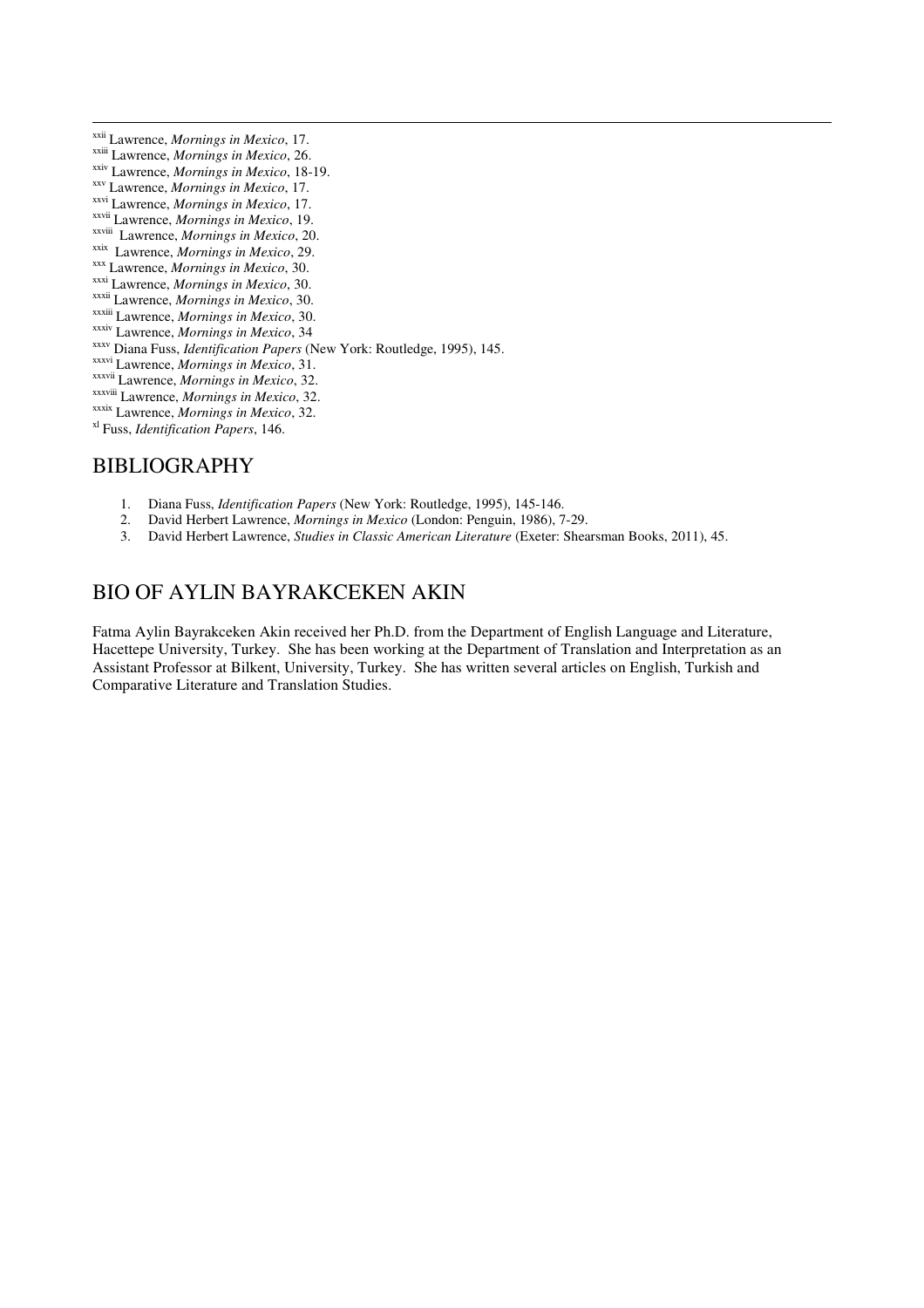[xxii] Lawrence, *Mornings in Mexico*, 17.
[xxiii] Lawrence, *Mornings in Mexico*, 26.
[xxiv] Lawrence, *Mornings in Mexico*, 18-19.
[xxv] Lawrence, *Mornings in Mexico*, 17.
[xxvi] Lawrence, *Mornings in Mexico*, 17.
[xxvii] Lawrence, *Mornings in Mexico*, 19.
[xxviii] Lawrence, *Mornings in Mexico*, 20.
[xxix] Lawrence, *Mornings in Mexico*, 29.
[xxx] Lawrence, *Mornings in Mexico*, 30.
[xxxi] Lawrence, *Mornings in Mexico*, 30.
[xxxii] Lawrence, *Mornings in Mexico*, 30.
[xxxiii] Lawrence, *Mornings in Mexico*, 30.
[xxxiv] Lawrence, *Mornings in Mexico*, 34
[xxxv] Diana Fuss, *Identification Papers* (New York: Routledge, 1995), 145.
[xxxvi] Lawrence, *Mornings in Mexico*, 31.
[xxxvii] Lawrence, *Mornings in Mexico*, 32.
[xxxviii] Lawrence, *Mornings in Mexico*, 32.
[xxxix] Lawrence, *Mornings in Mexico*, 32.
[xl] Fuss, *Identification Papers*, 146.

## BIBLIOGRAPHY

1. Diana Fuss, *Identification Papers* (New York: Routledge, 1995), 145-146.
2. David Herbert Lawrence, *Mornings in Mexico* (London: Penguin, 1986), 7-29.
3. David Herbert Lawrence, *Studies in Classic American Literature* (Exeter: Shearsman Books, 2011), 45.

## BIO OF AYLIN BAYRAKCEKEN AKIN

Fatma Aylin Bayrakceken Akin received her Ph.D. from the Department of English Language and Literature, Hacettepe University, Turkey. She has been working at the Department of Translation and Interpretation as an Assistant Professor at Bilkent, University, Turkey. She has written several articles on English, Turkish and Comparative Literature and Translation Studies.